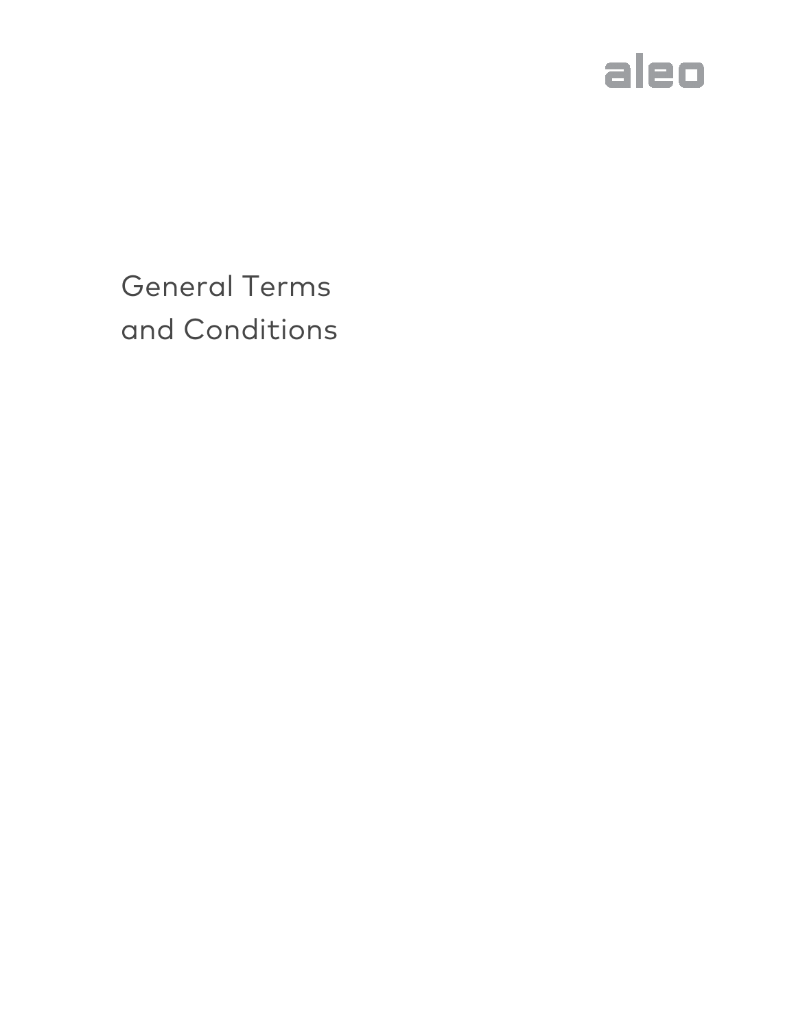aleo

# General Terms and Conditions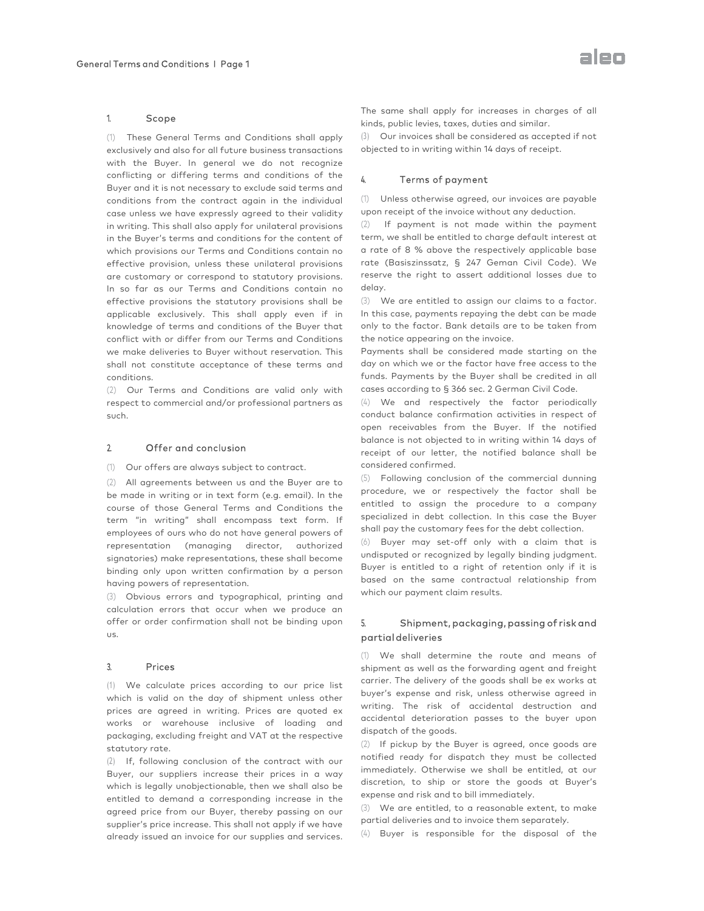## 1. Scope

(1) These General Terms and Conditions shall apply exclusively and also for all future business transactions with the Buyer. In general we do not recognize conflicting or differing terms and conditions of the Buyer and it is not necessary to exclude said terms and conditions from the contract again in the individual case unless we have expressly agreed to their validity in writing. This shall also apply for unilateral provisions in the Buyer's terms and conditions for the content of which provisions our Terms and Conditions contain no effective provision, unless these unilateral provisions are customary or correspond to statutory provisions. In so far as our Terms and Conditions contain no effective provisions the statutory provisions shall be applicable exclusively. This shall apply even if in knowledge of terms and conditions of the Buyer that conflict with or differ from our Terms and Conditions we make deliveries to Buyer without reservation. This shall not constitute acceptance of these terms and conditions.

(2) Our Terms and Conditions are valid only with respect to commercial and/or professional partners as such.

## 2. Offer and conclusion

(1) Our offers are always subject to contract.

(2) All agreements between us and the Buyer are to be made in writing or in text form (e.g. email). In the course of those General Terms and Conditions the term "in writing" shall encompass text form. If employees of ours who do not have general powers of representation (managing director, authorized signatories) make representations, these shall become binding only upon written confirmation by a person having powers of representation.

(3) Obvious errors and typographical, printing and calculation errors that occur when we produce an offer or order confirmation shall not be binding upon us.

## 3. Prices

(1) We calculate prices according to our price list which is valid on the day of shipment unless other prices are agreed in writing. Prices are quoted ex works or warehouse inclusive of loading and packaging, excluding freight and VAT at the respective statutory rate.

(2) If, following conclusion of the contract with our Buyer, our suppliers increase their prices in a way which is legally unobjectionable, then we shall also be entitled to demand a corresponding increase in the agreed price from our Buyer, thereby passing on our supplier's price increase. This shall not apply if we have already issued an invoice for our supplies and services. The same shall apply for increases in charges of all kinds, public levies, taxes, duties and similar.

(3) Our invoices shall be considered as accepted if not objected to in writing within 14 days of receipt.

## 4. Terms of payment

(1) Unless otherwise agreed, our invoices are payable upon receipt of the invoice without any deduction.

(2) If payment is not made within the payment term, we shall be entitled to charge default interest at a rate of 8 % above the respectively applicable base rate (Basiszinssatz, § 247 Geman Civil Code). We reserve the right to assert additional losses due to delay.

(3) We are entitled to assign our claims to a factor. In this case, payments repaying the debt can be made only to the factor. Bank details are to be taken from the notice appearing on the invoice.
Payments shall be considered made starting on the day on which we or the factor have free access to the funds. Payments by the Buyer shall be credited in all cases according to § 366 sec. 2 German Civil Code.

(4) We and respectively the factor periodically conduct balance confirmation activities in respect of open receivables from the Buyer. If the notified balance is not objected to in writing within 14 days of receipt of our letter, the notified balance shall be considered confirmed.

(5) Following conclusion of the commercial dunning procedure, we or respectively the factor shall be entitled to assign the procedure to a company specialized in debt collection. In this case the Buyer shall pay the customary fees for the debt collection.

(6) Buyer may set-off only with a claim that is undisputed or recognized by legally binding judgment. Buyer is entitled to a right of retention only if it is based on the same contractual relationship from which our payment claim results.

## 5. Shipment, packaging, passing of risk and partial deliveries

(1) We shall determine the route and means of shipment as well as the forwarding agent and freight carrier. The delivery of the goods shall be ex works at buyer's expense and risk, unless otherwise agreed in writing. The risk of accidental destruction and accidental deterioration passes to the buyer upon dispatch of the goods.

(2) If pickup by the Buyer is agreed, once goods are notified ready for dispatch they must be collected immediately. Otherwise we shall be entitled, at our discretion, to ship or store the goods at Buyer's expense and risk and to bill immediately.

(3) We are entitled, to a reasonable extent, to make partial deliveries and to invoice them separately.

(4) Buyer is responsible for the disposal of the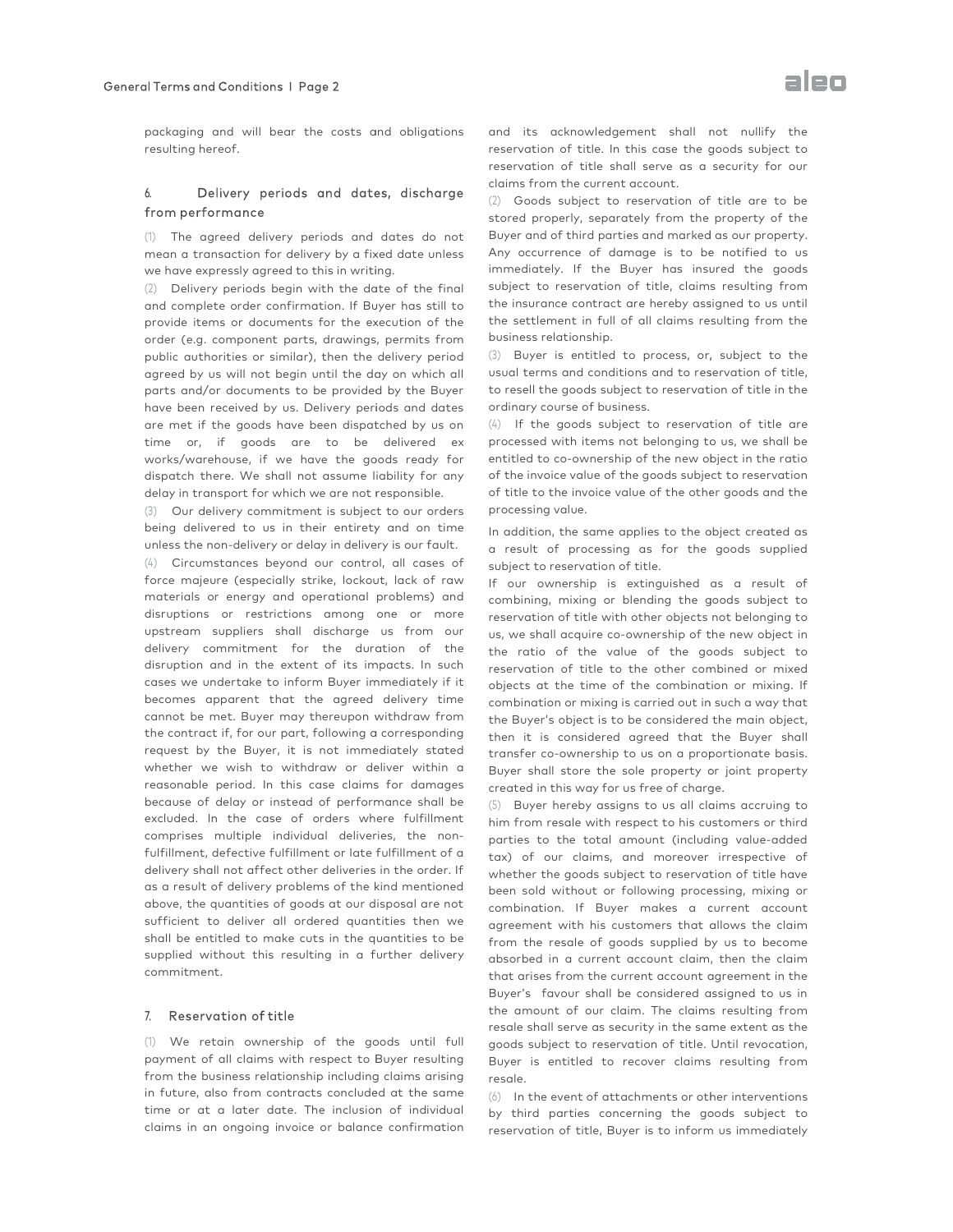packaging and will bear the costs and obligations resulting hereof.

## 6. Delivery periods and dates, discharge from performance

(1) The agreed delivery periods and dates do not mean a transaction for delivery by a fixed date unless we have expressly agreed to this in writing.

(2) Delivery periods begin with the date of the final and complete order confirmation. If Buyer has still to provide items or documents for the execution of the order (e.g. component parts, drawings, permits from public authorities or similar), then the delivery period agreed by us will not begin until the day on which all parts and/or documents to be provided by the Buyer have been received by us. Delivery periods and dates are met if the goods have been dispatched by us on time or, if goods are to be delivered ex works/warehouse, if we have the goods ready for dispatch there. We shall not assume liability for any delay in transport for which we are not responsible.

(3) Our delivery commitment is subject to our orders being delivered to us in their entirety and on time unless the non-delivery or delay in delivery is our fault.

(4) Circumstances beyond our control, all cases of force majeure (especially strike, lockout, lack of raw materials or energy and operational problems) and disruptions or restrictions among one or more upstream suppliers shall discharge us from our delivery commitment for the duration of the disruption and in the extent of its impacts. In such cases we undertake to inform Buyer immediately if it becomes apparent that the agreed delivery time cannot be met. Buyer may thereupon withdraw from the contract if, for our part, following a corresponding request by the Buyer, it is not immediately stated whether we wish to withdraw or deliver within a reasonable period. In this case claims for damages because of delay or instead of performance shall be excluded. In the case of orders where fulfillment comprises multiple individual deliveries, the non-fulfillment, defective fulfillment or late fulfillment of a delivery shall not affect other deliveries in the order. If as a result of delivery problems of the kind mentioned above, the quantities of goods at our disposal are not sufficient to deliver all ordered quantities then we shall be entitled to make cuts in the quantities to be supplied without this resulting in a further delivery commitment.

## 7. Reservation of title

(1) We retain ownership of the goods until full payment of all claims with respect to Buyer resulting from the business relationship including claims arising in future, also from contracts concluded at the same time or at a later date. The inclusion of individual claims in an ongoing invoice or balance confirmation and its acknowledgement shall not nullify the reservation of title. In this case the goods subject to reservation of title shall serve as a security for our claims from the current account.

(2) Goods subject to reservation of title are to be stored properly, separately from the property of the Buyer and of third parties and marked as our property. Any occurrence of damage is to be notified to us immediately. If the Buyer has insured the goods subject to reservation of title, claims resulting from the insurance contract are hereby assigned to us until the settlement in full of all claims resulting from the business relationship.

(3) Buyer is entitled to process, or, subject to the usual terms and conditions and to reservation of title, to resell the goods subject to reservation of title in the ordinary course of business.

(4) If the goods subject to reservation of title are processed with items not belonging to us, we shall be entitled to co-ownership of the new object in the ratio of the invoice value of the goods subject to reservation of title to the invoice value of the other goods and the processing value.

In addition, the same applies to the object created as a result of processing as for the goods supplied subject to reservation of title.

If our ownership is extinguished as a result of combining, mixing or blending the goods subject to reservation of title with other objects not belonging to us, we shall acquire co-ownership of the new object in the ratio of the value of the goods subject to reservation of title to the other combined or mixed objects at the time of the combination or mixing. If combination or mixing is carried out in such a way that the Buyer's object is to be considered the main object, then it is considered agreed that the Buyer shall transfer co-ownership to us on a proportionate basis. Buyer shall store the sole property or joint property created in this way for us free of charge.

(5) Buyer hereby assigns to us all claims accruing to him from resale with respect to his customers or third parties to the total amount (including value-added tax) of our claims, and moreover irrespective of whether the goods subject to reservation of title have been sold without or following processing, mixing or combination. If Buyer makes a current account agreement with his customers that allows the claim from the resale of goods supplied by us to become absorbed in a current account claim, then the claim that arises from the current account agreement in the Buyer's favour shall be considered assigned to us in the amount of our claim. The claims resulting from resale shall serve as security in the same extent as the goods subject to reservation of title. Until revocation, Buyer is entitled to recover claims resulting from resale.

(6) In the event of attachments or other interventions by third parties concerning the goods subject to reservation of title, Buyer is to inform us immediately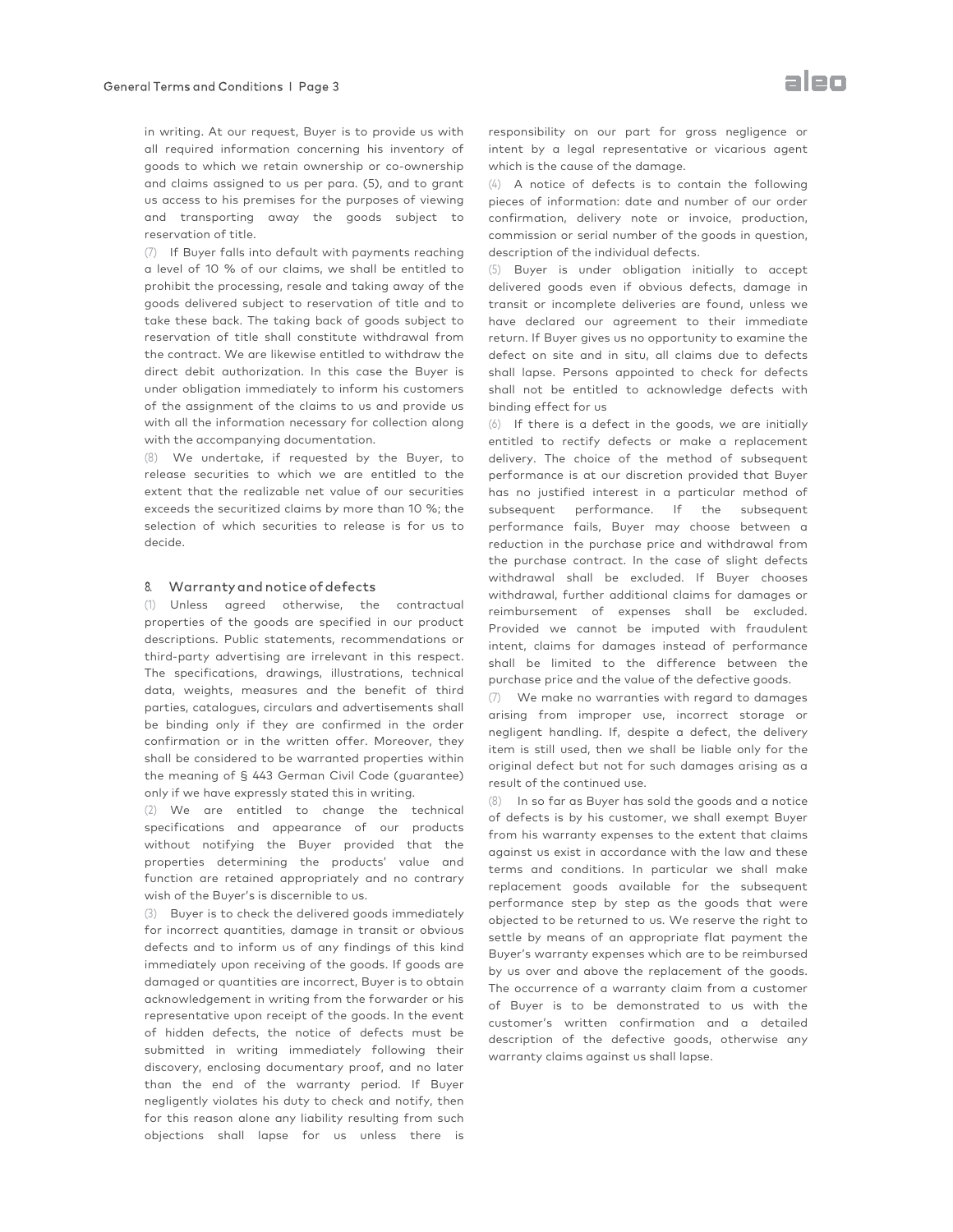in writing. At our request, Buyer is to provide us with all required information concerning his inventory of goods to which we retain ownership or co-ownership and claims assigned to us per para. (5), and to grant us access to his premises for the purposes of viewing and transporting away the goods subject to reservation of title.

(7) If Buyer falls into default with payments reaching a level of 10 % of our claims, we shall be entitled to prohibit the processing, resale and taking away of the goods delivered subject to reservation of title and to take these back. The taking back of goods subject to reservation of title shall constitute withdrawal from the contract. We are likewise entitled to withdraw the direct debit authorization. In this case the Buyer is under obligation immediately to inform his customers of the assignment of the claims to us and provide us with all the information necessary for collection along with the accompanying documentation.

(8) We undertake, if requested by the Buyer, to release securities to which we are entitled to the extent that the realizable net value of our securities exceeds the securitized claims by more than 10 %; the selection of which securities to release is for us to decide.

## 8. Warranty and notice of defects

(1) Unless agreed otherwise, the contractual properties of the goods are specified in our product descriptions. Public statements, recommendations or third-party advertising are irrelevant in this respect. The specifications, drawings, illustrations, technical data, weights, measures and the benefit of third parties, catalogues, circulars and advertisements shall be binding only if they are confirmed in the order confirmation or in the written offer. Moreover, they shall be considered to be warranted properties within the meaning of § 443 German Civil Code (guarantee) only if we have expressly stated this in writing.

(2) We are entitled to change the technical specifications and appearance of our products without notifying the Buyer provided that the properties determining the products' value and function are retained appropriately and no contrary wish of the Buyer's is discernible to us.

(3) Buyer is to check the delivered goods immediately for incorrect quantities, damage in transit or obvious defects and to inform us of any findings of this kind immediately upon receiving of the goods. If goods are damaged or quantities are incorrect, Buyer is to obtain acknowledgement in writing from the forwarder or his representative upon receipt of the goods. In the event of hidden defects, the notice of defects must be submitted in writing immediately following their discovery, enclosing documentary proof, and no later than the end of the warranty period. If Buyer negligently violates his duty to check and notify, then for this reason alone any liability resulting from such objections shall lapse for us unless there is responsibility on our part for gross negligence or intent by a legal representative or vicarious agent which is the cause of the damage.

(4) A notice of defects is to contain the following pieces of information: date and number of our order confirmation, delivery note or invoice, production, commission or serial number of the goods in question, description of the individual defects.

(5) Buyer is under obligation initially to accept delivered goods even if obvious defects, damage in transit or incomplete deliveries are found, unless we have declared our agreement to their immediate return. If Buyer gives us no opportunity to examine the defect on site and in situ, all claims due to defects shall lapse. Persons appointed to check for defects shall not be entitled to acknowledge defects with binding effect for us

(6) If there is a defect in the goods, we are initially entitled to rectify defects or make a replacement delivery. The choice of the method of subsequent performance is at our discretion provided that Buyer has no justified interest in a particular method of subsequent performance. If the subsequent performance fails, Buyer may choose between a reduction in the purchase price and withdrawal from the purchase contract. In the case of slight defects withdrawal shall be excluded. If Buyer chooses withdrawal, further additional claims for damages or reimbursement of expenses shall be excluded. Provided we cannot be imputed with fraudulent intent, claims for damages instead of performance shall be limited to the difference between the purchase price and the value of the defective goods.

(7) We make no warranties with regard to damages arising from improper use, incorrect storage or negligent handling. If, despite a defect, the delivery item is still used, then we shall be liable only for the original defect but not for such damages arising as a result of the continued use.

(8) In so far as Buyer has sold the goods and a notice of defects is by his customer, we shall exempt Buyer from his warranty expenses to the extent that claims against us exist in accordance with the law and these terms and conditions. In particular we shall make replacement goods available for the subsequent performance step by step as the goods that were objected to be returned to us. We reserve the right to settle by means of an appropriate flat payment the Buyer's warranty expenses which are to be reimbursed by us over and above the replacement of the goods. The occurrence of a warranty claim from a customer of Buyer is to be demonstrated to us with the customer's written confirmation and a detailed description of the defective goods, otherwise any warranty claims against us shall lapse.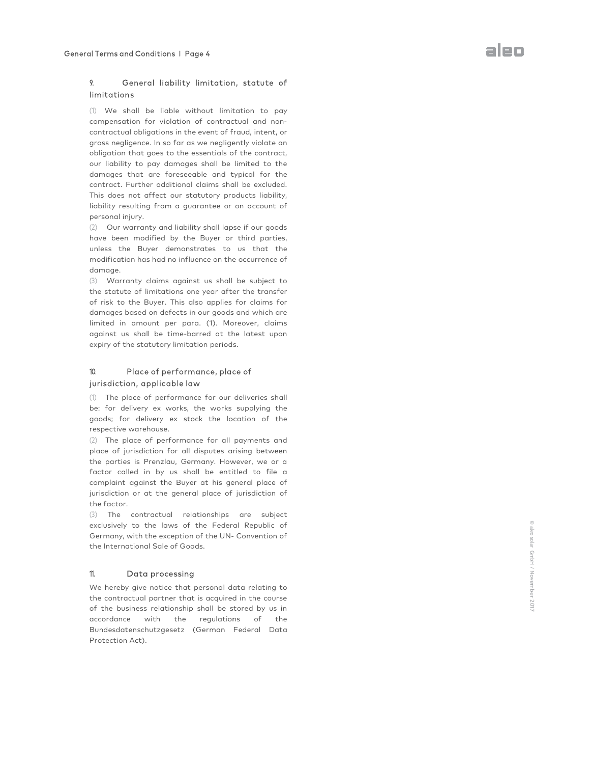## 9. General liability limitation, statute of limitations

(1) We shall be liable without limitation to pay compensation for violation of contractual and non-contractual obligations in the event of fraud, intent, or gross negligence. In so far as we negligently violate an obligation that goes to the essentials of the contract, our liability to pay damages shall be limited to the damages that are foreseeable and typical for the contract. Further additional claims shall be excluded. This does not affect our statutory products liability, liability resulting from a guarantee or on account of personal injury.

(2) Our warranty and liability shall lapse if our goods have been modified by the Buyer or third parties, unless the Buyer demonstrates to us that the modification has had no influence on the occurrence of damage.

(3) Warranty claims against us shall be subject to the statute of limitations one year after the transfer of risk to the Buyer. This also applies for claims for damages based on defects in our goods and which are limited in amount per para. (1). Moreover, claims against us shall be time-barred at the latest upon expiry of the statutory limitation periods.

## 10. Place of performance, place of jurisdiction, applicable law

(1) The place of performance for our deliveries shall be: for delivery ex works, the works supplying the goods; for delivery ex stock the location of the respective warehouse.

(2) The place of performance for all payments and place of jurisdiction for all disputes arising between the parties is Prenzlau, Germany. However, we or a factor called in by us shall be entitled to file a complaint against the Buyer at his general place of jurisdiction or at the general place of jurisdiction of the factor.

(3) The contractual relationships are subject exclusively to the laws of the Federal Republic of Germany, with the exception of the UN- Convention of the International Sale of Goods.

## 11. Data processing

We hereby give notice that personal data relating to the contractual partner that is acquired in the course of the business relationship shall be stored by us in accordance with the regulations of the Bundesdatenschutzgesetz (German Federal Data Protection Act).

© aleo solar GmbH / November 2017